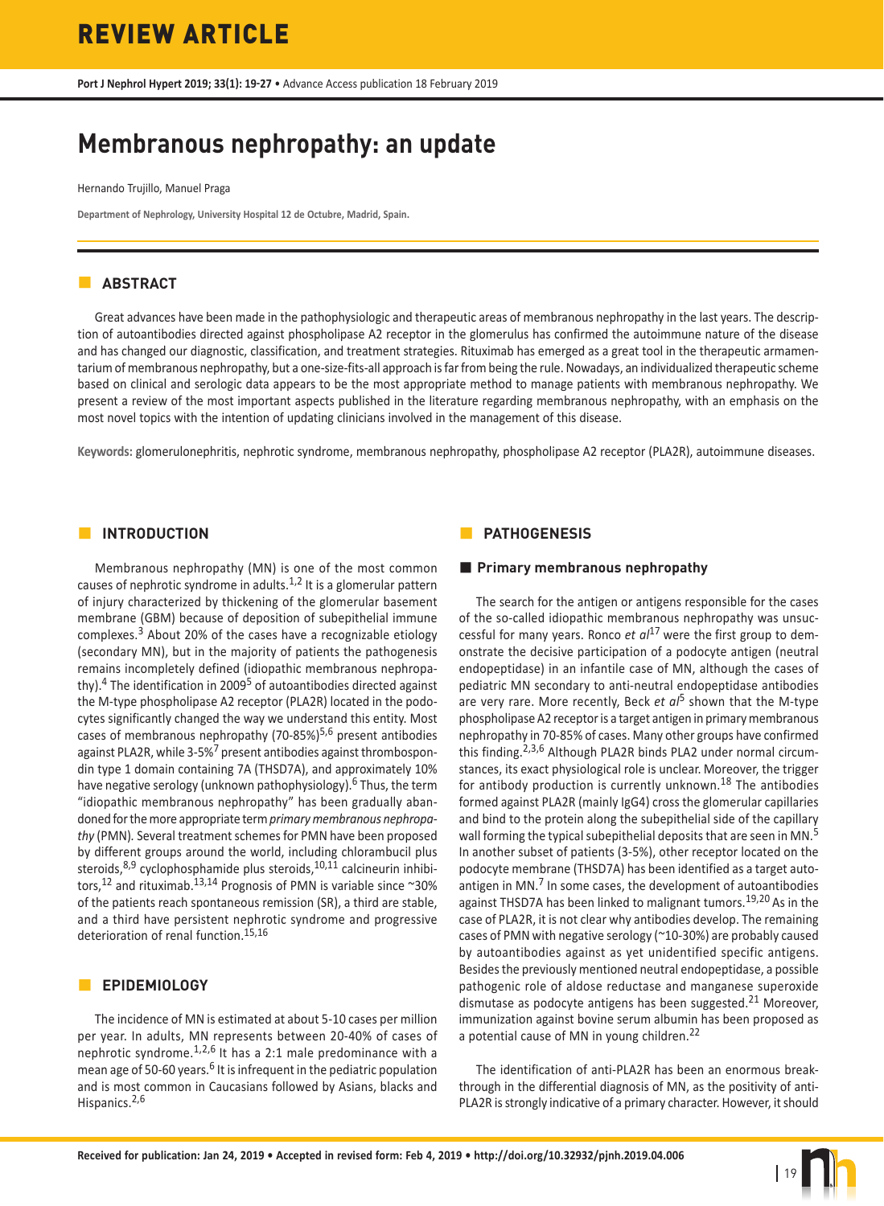# REVIEW ARTICLE

Advance Access publication 18 February 2019

# Membranous nephropathy: an update

Hernando Trujillo, Manuel Praga

**Department of Nephrology, University Hospital 12 de Octubre, Madrid, Spain.**

## ABSTRACT

Great advances have been made in the pathophysiologic and therapeutic areas of membranous nephropathy in the last years. The description of autoantibodies directed against phospholipase A2 receptor in the glomerulus has confirmed the autoimmune nature of the disease and has changed our diagnostic, classification, and treatment strategies. Rituximab has emerged as a great tool in the therapeutic armamentarium of membranous nephropathy, but a one-size-fits-all approach is far from being the rule. Nowadays, an individualized therapeutic scheme based on clinical and serologic data appears to be the most appropriate method to manage patients with membranous nephropathy. We present a review of the most important aspects published in the literature regarding membranous nephropathy, with an emphasis on the most novel topics with the intention of updating clinicians involved in the management of this disease.

**Keywords:** glomerulonephritis, nephrotic syndrome, membranous nephropathy, phospholipase A2 receptor (PLA2R), autoimmune diseases.

## INTRODUCTION

Membranous nephropathy (MN) is one of the most common causes of nephrotic syndrome in adults.[1,2] It is a glomerular pattern of injury characterized by thickening of the glomerular basement membrane (GBM) because of deposition of subepithelial immune complexes.[3] About 20% of the cases have a recognizable etiology (secondary MN), but in the majority of patients the pathogenesis remains incompletely defined (idiopathic membranous nephropathy).[4] The identification in 2009[5] of autoantibodies directed against the M-type phospholipase A2 receptor (PLA2R) located in the podocytes significantly changed the way we understand this entity. Most cases of membranous nephropathy (70-85%)[5,6] present antibodies against PLA2R, while 3-5%[7] present antibodies against thrombospondin type 1 domain containing 7A (THSD7A), and approximately 10% have negative serology (unknown pathophysiology).[6] Thus, the term "idiopathic membranous nephropathy" has been gradually abandoned for the more appropriate term *primary membranous nephropathy* (PMN). Several treatment schemes for PMN have been proposed by different groups around the world, including chlorambucil plus steroids,[8,9] cyclophosphamide plus steroids,[10,11] calcineurin inhibitors,[12] and rituximab.[13,14] Prognosis of PMN is variable since ~30% of the patients reach spontaneous remission (SR), a third are stable, and a third have persistent nephrotic syndrome and progressive deterioration of renal function.[15,16]

## EPIDEMIOLOGY

The incidence of MN is estimated at about 5-10 cases per million per year. In adults, MN represents between 20-40% of cases of nephrotic syndrome.[1,2,6] It has a 2:1 male predominance with a mean age of 50-60 years.[6] It is infrequent in the pediatric population and is most common in Caucasians followed by Asians, blacks and Hispanics.[2,6]

## PATHOGENESIS

### Primary membranous nephropathy

The search for the antigen or antigens responsible for the cases of the so-called idiopathic membranous nephropathy was unsuccessful for many years. Ronco *et al*[17] were the first group to demonstrate the decisive participation of a podocyte antigen (neutral endopeptidase) in an infantile case of MN, although the cases of pediatric MN secondary to anti-neutral endopeptidase antibodies are very rare. More recently, Beck *et al*[5] shown that the M-type phospholipase A2 receptor is a target antigen in primary membranous nephropathy in 70-85% of cases. Many other groups have confirmed this finding.[2,3,6] Although PLA2R binds PLA2 under normal circumstances, its exact physiological role is unclear. Moreover, the trigger for antibody production is currently unknown.[18] The antibodies formed against PLA2R (mainly IgG4) cross the glomerular capillaries and bind to the protein along the subepithelial side of the capillary wall forming the typical subepithelial deposits that are seen in MN.[5] In another subset of patients (3-5%), other receptor located on the podocyte membrane (THSD7A) has been identified as a target autoantigen in MN.[7] In some cases, the development of autoantibodies against THSD7A has been linked to malignant tumors.[19,20] As in the case of PLA2R, it is not clear why antibodies develop. The remaining cases of PMN with negative serology (~10-30%) are probably caused by autoantibodies against as yet unidentified specific antigens. Besides the previously mentioned neutral endopeptidase, a possible pathogenic role of aldose reductase and manganese superoxide dismutase as podocyte antigens has been suggested.[21] Moreover, immunization against bovine serum albumin has been proposed as a potential cause of MN in young children.[22]

The identification of anti-PLA2R has been an enormous breakthrough in the differential diagnosis of MN, as the positivity of anti-PLA2R is strongly indicative of a primary character. However, it should

Received for publication: Jan 24, 2019 • Accepted in revised form: Feb 4, 2019 • http://doi.org/10.32932/pjnh.2019.04.006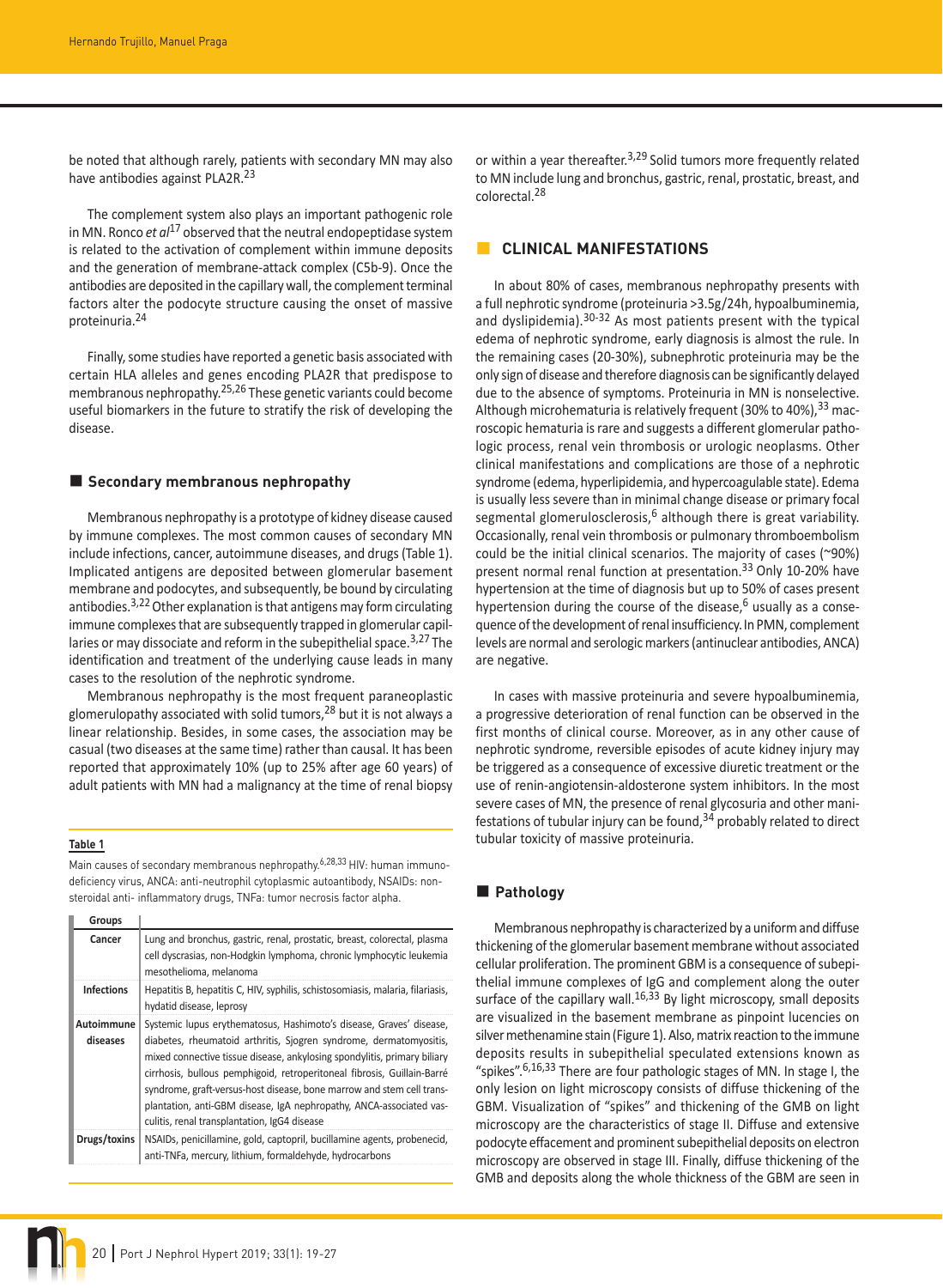be noted that although rarely, patients with secondary MN may also have antibodies against PLA2R.[23]

The complement system also plays an important pathogenic role in MN. Ronco *et al*[17] observed that the neutral endopeptidase system is related to the activation of complement within immune deposits and the generation of membrane-attack complex (C5b-9). Once the antibodies are deposited in the capillary wall, the complement terminal factors alter the podocyte structure causing the onset of massive proteinuria.[24]

Finally, some studies have reported a genetic basis associated with certain HLA alleles and genes encoding PLA2R that predispose to membranous nephropathy.[25,26] These genetic variants could become useful biomarkers in the future to stratify the risk of developing the disease.

## Secondary membranous nephropathy

Membranous nephropathy is a prototype of kidney disease caused by immune complexes. The most common causes of secondary MN include infections, cancer, autoimmune diseases, and drugs (Table 1). Implicated antigens are deposited between glomerular basement membrane and podocytes, and subsequently, be bound by circulating antibodies.[3,22] Other explanation is that antigens may form circulating immune complexes that are subsequently trapped in glomerular capillaries or may dissociate and reform in the subepithelial space.[3,27] The identification and treatment of the underlying cause leads in many cases to the resolution of the nephrotic syndrome.

Membranous nephropathy is the most frequent paraneoplastic glomerulopathy associated with solid tumors,[28] but it is not always a linear relationship. Besides, in some cases, the association may be casual (two diseases at the same time) rather than causal. It has been reported that approximately 10% (up to 25% after age 60 years) of adult patients with MN had a malignancy at the time of renal biopsy or within a year thereafter.[3,29] Solid tumors more frequently related to MN include lung and bronchus, gastric, renal, prostatic, breast, and colorectal.[28]

**Table 1**

Main causes of secondary membranous nephropathy.[6,28,33] HIV: human immunodeficiency virus, ANCA: anti-neutrophil cytoplasmic autoantibody, NSAIDs: non-steroidal anti- inflammatory drugs, TNFa: tumor necrosis factor alpha.

| Groups | |
|---|---|
| Cancer | Lung and bronchus, gastric, renal, prostatic, breast, colorectal, plasma cell dyscrasias, non-Hodgkin lymphoma, chronic lymphocytic leukemia mesothelioma, melanoma |
| Infections | Hepatitis B, hepatitis C, HIV, syphilis, schistosomiasis, malaria, filariasis, hydatid disease, leprosy |
| Autoimmune diseases | Systemic lupus erythematosus, Hashimoto's disease, Graves' disease, diabetes, rheumatoid arthritis, Sjogren syndrome, dermatomyositis, mixed connective tissue disease, ankylosing spondylitis, primary biliary cirrhosis, bullous pemphigoid, retroperitoneal fibrosis, Guillain-Barré syndrome, graft-versus-host disease, bone marrow and stem cell transplantation, anti-GBM disease, IgA nephropathy, ANCA-associated vasculitis, renal transplantation, IgG4 disease |
| Drugs/toxins | NSAIDs, penicillamine, gold, captopril, bucillamine agents, probenecid, anti-TNFa, mercury, lithium, formaldehyde, hydrocarbons |

## CLINICAL MANIFESTATIONS

In about 80% of cases, membranous nephropathy presents with a full nephrotic syndrome (proteinuria >3.5g/24h, hypoalbuminemia, and dyslipidemia).[30-32] As most patients present with the typical edema of nephrotic syndrome, early diagnosis is almost the rule. In the remaining cases (20-30%), subnephrotic proteinuria may be the only sign of disease and therefore diagnosis can be significantly delayed due to the absence of symptoms. Proteinuria in MN is nonselective. Although microhematuria is relatively frequent (30% to 40%),[33] macroscopic hematuria is rare and suggests a different glomerular pathologic process, renal vein thrombosis or urologic neoplasms. Other clinical manifestations and complications are those of a nephrotic syndrome (edema, hyperlipidemia, and hypercoagulable state). Edema is usually less severe than in minimal change disease or primary focal segmental glomerulosclerosis,[6] although there is great variability. Occasionally, renal vein thrombosis or pulmonary thromboembolism could be the initial clinical scenarios. The majority of cases (~90%) present normal renal function at presentation.[33] Only 10-20% have hypertension at the time of diagnosis but up to 50% of cases present hypertension during the course of the disease,[6] usually as a consequence of the development of renal insufficiency. In PMN, complement levels are normal and serologic markers (antinuclear antibodies, ANCA) are negative.

In cases with massive proteinuria and severe hypoalbuminemia, a progressive deterioration of renal function can be observed in the first months of clinical course. Moreover, as in any other cause of nephrotic syndrome, reversible episodes of acute kidney injury may be triggered as a consequence of excessive diuretic treatment or the use of renin-angiotensin-aldosterone system inhibitors. In the most severe cases of MN, the presence of renal glycosuria and other manifestations of tubular injury can be found,[34] probably related to direct tubular toxicity of massive proteinuria.

## Pathology

Membranous nephropathy is characterized by a uniform and diffuse thickening of the glomerular basement membrane without associated cellular proliferation. The prominent GBM is a consequence of subepithelial immune complexes of IgG and complement along the outer surface of the capillary wall.[16,33] By light microscopy, small deposits are visualized in the basement membrane as pinpoint lucencies on silver methenamine stain (Figure 1). Also, matrix reaction to the immune deposits results in subepithelial speculated extensions known as "spikes".[6,16,33] There are four pathologic stages of MN. In stage I, the only lesion on light microscopy consists of diffuse thickening of the GBM. Visualization of "spikes" and thickening of the GMB on light microscopy are the characteristics of stage II. Diffuse and extensive podocyte effacement and prominent subepithelial deposits on electron microscopy are observed in stage III. Finally, diffuse thickening of the GMB and deposits along the whole thickness of the GBM are seen in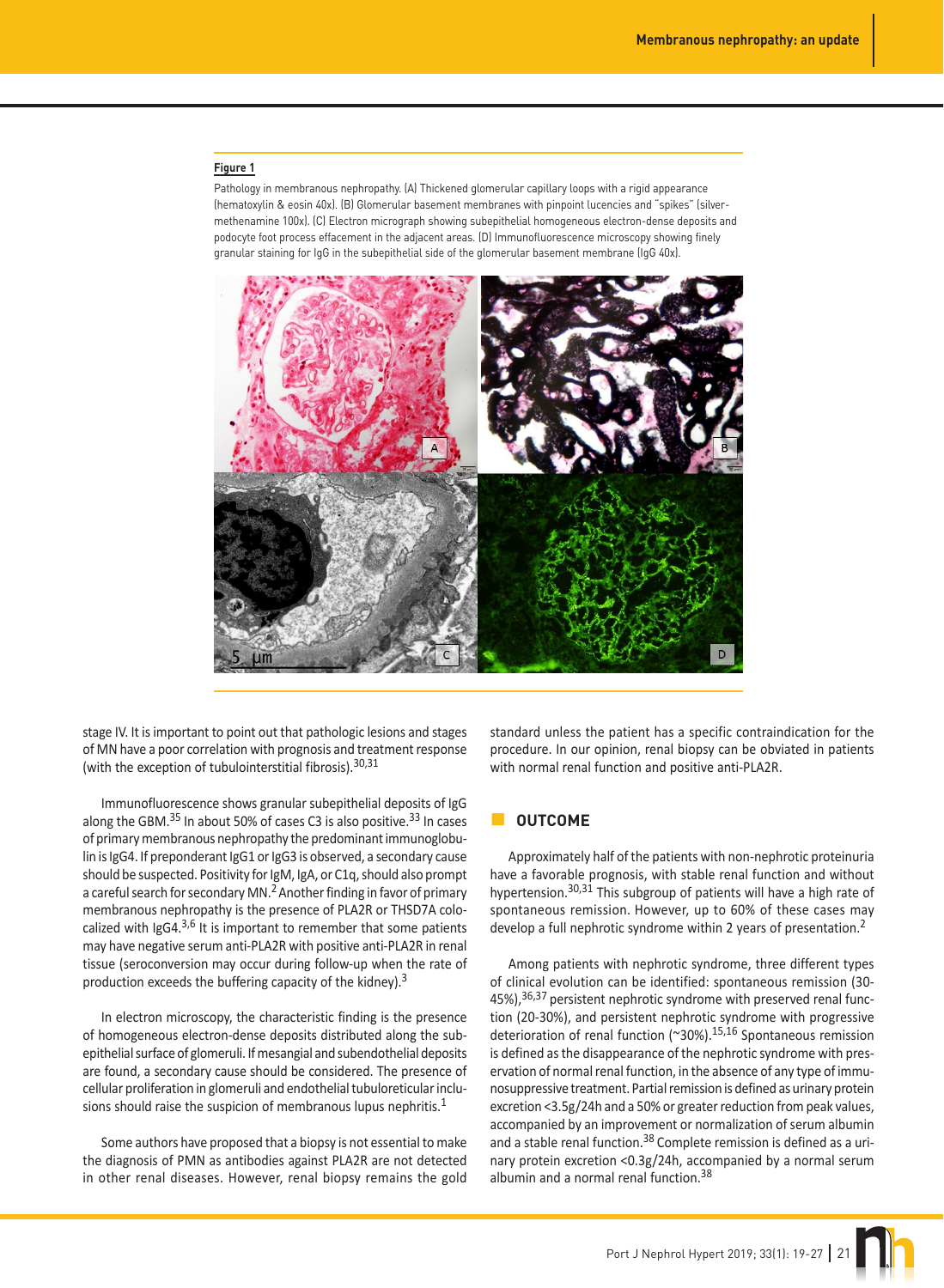**Figure 1**

Pathology in membranous nephropathy. (A) Thickened glomerular capillary loops with a rigid appearance (hematoxylin & eosin 40x). (B) Glomerular basement membranes with pinpoint lucencies and "spikes" (silver-methenamine 100x). (C) Electron micrograph showing subepithelial homogeneous electron-dense deposits and podocyte foot process effacement in the adjacent areas. (D) Immunofluorescence microscopy showing finely granular staining for IgG in the subepithelial side of the glomerular basement membrane (IgG 40x).

stage IV. It is important to point out that pathologic lesions and stages of MN have a poor correlation with prognosis and treatment response (with the exception of tubulointerstitial fibrosis).[30,31]

Immunofluorescence shows granular subepithelial deposits of IgG along the GBM.[35] In about 50% of cases C3 is also positive.[33] In cases of primary membranous nephropathy the predominant immunoglobulin is IgG4. If preponderant IgG1 or IgG3 is observed, a secondary cause should be suspected. Positivity for IgM, IgA, or C1q, should also prompt a careful search for secondary MN.[2] Another finding in favor of primary membranous nephropathy is the presence of PLA2R or THSD7A colocalized with IgG4.[3,6] It is important to remember that some patients may have negative serum anti-PLA2R with positive anti-PLA2R in renal tissue (seroconversion may occur during follow-up when the rate of production exceeds the buffering capacity of the kidney).[3]

In electron microscopy, the characteristic finding is the presence of homogeneous electron-dense deposits distributed along the subepithelial surface of glomeruli. If mesangial and subendothelial deposits are found, a secondary cause should be considered. The presence of cellular proliferation in glomeruli and endothelial tubuloreticular inclusions should raise the suspicion of membranous lupus nephritis.[1]

Some authors have proposed that a biopsy is not essential to make the diagnosis of PMN as antibodies against PLA2R are not detected in other renal diseases. However, renal biopsy remains the gold standard unless the patient has a specific contraindication for the procedure. In our opinion, renal biopsy can be obviated in patients with normal renal function and positive anti-PLA2R.

## OUTCOME

Approximately half of the patients with non-nephrotic proteinuria have a favorable prognosis, with stable renal function and without hypertension.[30,31] This subgroup of patients will have a high rate of spontaneous remission. However, up to 60% of these cases may develop a full nephrotic syndrome within 2 years of presentation.[2]

Among patients with nephrotic syndrome, three different types of clinical evolution can be identified: spontaneous remission (30-45%),[36,37] persistent nephrotic syndrome with preserved renal function (20-30%), and persistent nephrotic syndrome with progressive deterioration of renal function (~30%).[15,16] Spontaneous remission is defined as the disappearance of the nephrotic syndrome with preservation of normal renal function, in the absence of any type of immunosuppressive treatment. Partial remission is defined as urinary protein excretion <3.5g/24h and a 50% or greater reduction from peak values, accompanied by an improvement or normalization of serum albumin and a stable renal function.[38] Complete remission is defined as a urinary protein excretion <0.3g/24h, accompanied by a normal serum albumin and a normal renal function.[38]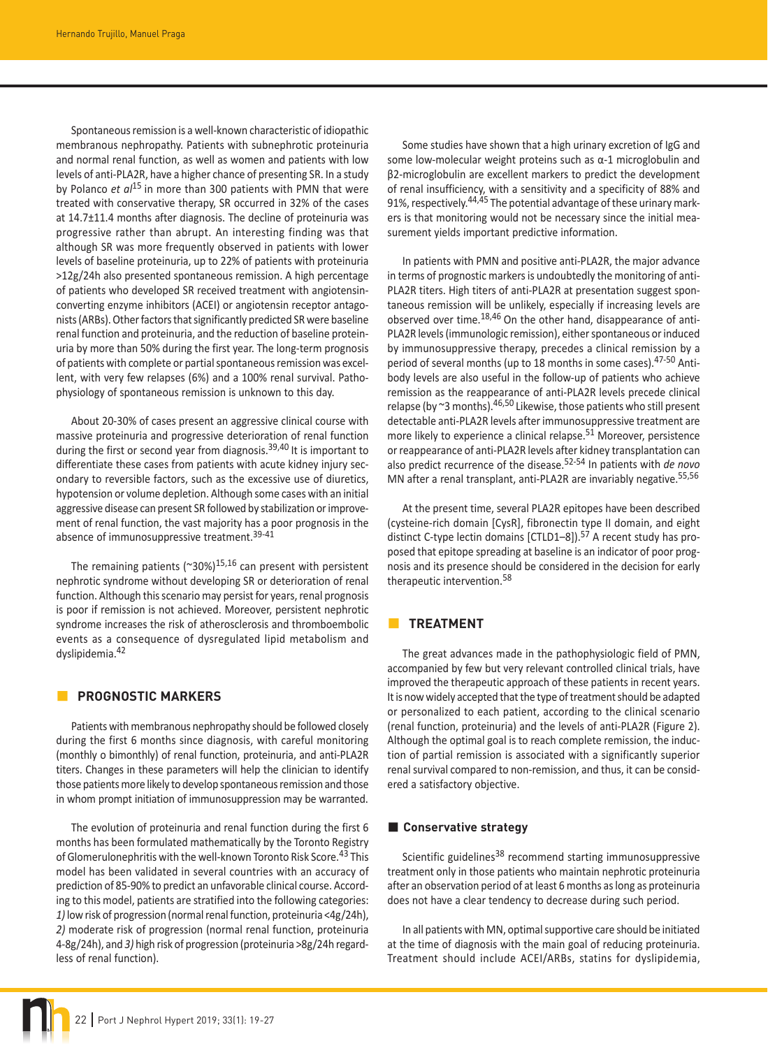Spontaneous remission is a well-known characteristic of idiopathic membranous nephropathy. Patients with subnephrotic proteinuria and normal renal function, as well as women and patients with low levels of anti-PLA2R, have a higher chance of presenting SR. In a study by Polanco *et al*[15] in more than 300 patients with PMN that were treated with conservative therapy, SR occurred in 32% of the cases at 14.7±11.4 months after diagnosis. The decline of proteinuria was progressive rather than abrupt. An interesting finding was that although SR was more frequently observed in patients with lower levels of baseline proteinuria, up to 22% of patients with proteinuria >12g/24h also presented spontaneous remission. A high percentage of patients who developed SR received treatment with angiotensin-converting enzyme inhibitors (ACEI) or angiotensin receptor antagonists (ARBs). Other factors that significantly predicted SR were baseline renal function and proteinuria, and the reduction of baseline proteinuria by more than 50% during the first year. The long-term prognosis of patients with complete or partial spontaneous remission was excellent, with very few relapses (6%) and a 100% renal survival. Pathophysiology of spontaneous remission is unknown to this day.

About 20-30% of cases present an aggressive clinical course with massive proteinuria and progressive deterioration of renal function during the first or second year from diagnosis.[39,40] It is important to differentiate these cases from patients with acute kidney injury secondary to reversible factors, such as the excessive use of diuretics, hypotension or volume depletion. Although some cases with an initial aggressive disease can present SR followed by stabilization or improvement of renal function, the vast majority has a poor prognosis in the absence of immunosuppressive treatment.[39-41]

The remaining patients (~30%)[15,16] can present with persistent nephrotic syndrome without developing SR or deterioration of renal function. Although this scenario may persist for years, renal prognosis is poor if remission is not achieved. Moreover, persistent nephrotic syndrome increases the risk of atherosclerosis and thromboembolic events as a consequence of dysregulated lipid metabolism and dyslipidemia.[42]

## PROGNOSTIC MARKERS

Patients with membranous nephropathy should be followed closely during the first 6 months since diagnosis, with careful monitoring (monthly o bimonthly) of renal function, proteinuria, and anti-PLA2R titers. Changes in these parameters will help the clinician to identify those patients more likely to develop spontaneous remission and those in whom prompt initiation of immunosuppression may be warranted.

The evolution of proteinuria and renal function during the first 6 months has been formulated mathematically by the Toronto Registry of Glomerulonephritis with the well-known Toronto Risk Score.[43] This model has been validated in several countries with an accuracy of prediction of 85-90% to predict an unfavorable clinical course. According to this model, patients are stratified into the following categories: *1)* low risk of progression (normal renal function, proteinuria <4g/24h), *2)* moderate risk of progression (normal renal function, proteinuria 4-8g/24h), and *3)* high risk of progression (proteinuria >8g/24h regardless of renal function).

Some studies have shown that a high urinary excretion of IgG and some low-molecular weight proteins such as α-1 microglobulin and β2-microglobulin are excellent markers to predict the development of renal insufficiency, with a sensitivity and a specificity of 88% and 91%, respectively.[44,45] The potential advantage of these urinary markers is that monitoring would not be necessary since the initial measurement yields important predictive information.

In patients with PMN and positive anti-PLA2R, the major advance in terms of prognostic markers is undoubtedly the monitoring of anti-PLA2R titers. High titers of anti-PLA2R at presentation suggest spontaneous remission will be unlikely, especially if increasing levels are observed over time.[18,46] On the other hand, disappearance of anti-PLA2R levels (immunologic remission), either spontaneous or induced by immunosuppressive therapy, precedes a clinical remission by a period of several months (up to 18 months in some cases).[47-50] Antibody levels are also useful in the follow-up of patients who achieve remission as the reappearance of anti-PLA2R levels precede clinical relapse (by ~3 months).[46,50] Likewise, those patients who still present detectable anti-PLA2R levels after immunosuppressive treatment are more likely to experience a clinical relapse.[51] Moreover, persistence or reappearance of anti-PLA2R levels after kidney transplantation can also predict recurrence of the disease.[52-54] In patients with *de novo* MN after a renal transplant, anti-PLA2R are invariably negative.[55,56]

At the present time, several PLA2R epitopes have been described (cysteine-rich domain [CysR], fibronectin type II domain, and eight distinct C-type lectin domains [CTLD1–8]).[57] A recent study has proposed that epitope spreading at baseline is an indicator of poor prognosis and its presence should be considered in the decision for early therapeutic intervention.[58]

## TREATMENT

The great advances made in the pathophysiologic field of PMN, accompanied by few but very relevant controlled clinical trials, have improved the therapeutic approach of these patients in recent years. It is now widely accepted that the type of treatment should be adapted or personalized to each patient, according to the clinical scenario (renal function, proteinuria) and the levels of anti-PLA2R (Figure 2). Although the optimal goal is to reach complete remission, the induction of partial remission is associated with a significantly superior renal survival compared to non-remission, and thus, it can be considered a satisfactory objective.

### Conservative strategy

Scientific guidelines[38] recommend starting immunosuppressive treatment only in those patients who maintain nephrotic proteinuria after an observation period of at least 6 months as long as proteinuria does not have a clear tendency to decrease during such period.

In all patients with MN, optimal supportive care should be initiated at the time of diagnosis with the main goal of reducing proteinuria. Treatment should include ACEI/ARBs, statins for dyslipidemia,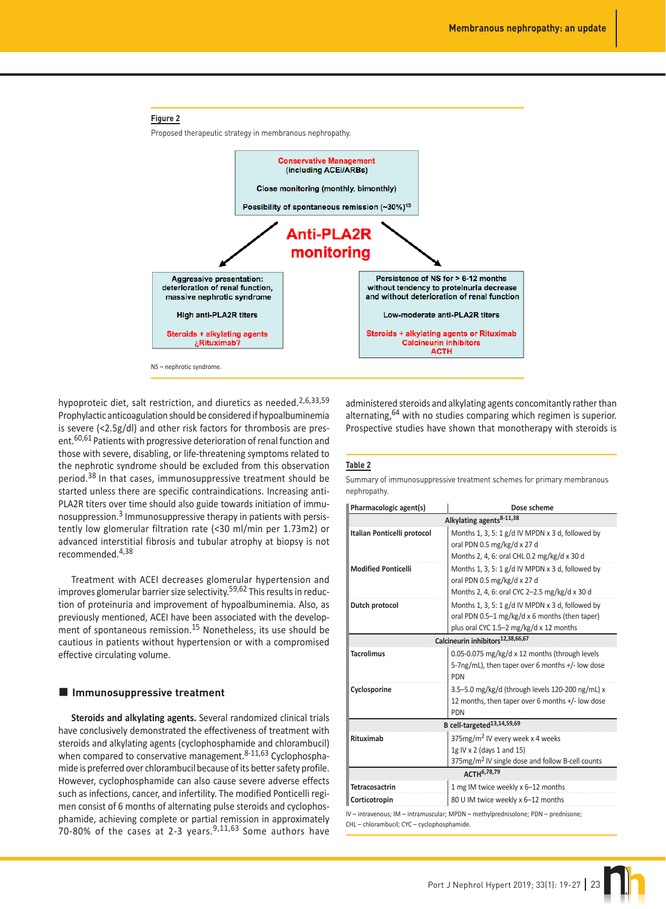**Figure 2**

Proposed therapeutic strategy in membranous nephropathy.

**Conservative Management** (including ACEi/ARBs)

Close monitoring (monthly, bimonthly)

Possibility of spontaneous remission (~30%)[15]

**Anti-PLA2R monitoring**

| Aggressive presentation: deterioration of renal function, massive nephrotic syndrome | Persistence of NS for > 6-12 months without tendency to proteinuria decrease and without deterioration of renal function |
|---|---|
| High anti-PLA2R titers | Low-moderate anti-PLA2R titers |
| Steroids + alkylating agents ¿Rituximab? | Steroids + alkylating agents or Rituximab Calcineurin inhibitors ACTH |

NS – nephrotic syndrome.

hypoproteic diet, salt restriction, and diuretics as needed.[2,6,33,59] Prophylactic anticoagulation should be considered if hypoalbuminemia is severe (<2.5g/dl) and other risk factors for thrombosis are present.[60,61] Patients with progressive deterioration of renal function and those with severe, disabling, or life-threatening symptoms related to the nephrotic syndrome should be excluded from this observation period.[38] In that cases, immunosuppressive treatment should be started unless there are specific contraindications. Increasing anti-PLA2R titers over time should also guide towards initiation of immunosuppression.[3] Immunosuppressive therapy in patients with persistently low glomerular filtration rate (<30 ml/min per 1.73m2) or advanced interstitial fibrosis and tubular atrophy at biopsy is not recommended.[4,38]

Treatment with ACEI decreases glomerular hypertension and improves glomerular barrier size selectivity.[59,62] This results in reduction of proteinuria and improvement of hypoalbuminemia. Also, as previously mentioned, ACEI have been associated with the development of spontaneous remission.[15] Nonetheless, its use should be cautious in patients without hypertension or with a compromised effective circulating volume.

## Immunosuppressive treatment

**Steroids and alkylating agents.** Several randomized clinical trials have conclusively demonstrated the effectiveness of treatment with steroids and alkylating agents (cyclophosphamide and chlorambucil) when compared to conservative management.[8-11,63] Cyclophosphamide is preferred over chlorambucil because of its better safety profile. However, cyclophosphamide can also cause severe adverse effects such as infections, cancer, and infertility. The modified Ponticelli regimen consist of 6 months of alternating pulse steroids and cyclophosphamide, achieving complete or partial remission in approximately 70-80% of the cases at 2-3 years.[9,11,63] Some authors have administered steroids and alkylating agents concomitantly rather than alternating,[64] with no studies comparing which regimen is superior. Prospective studies have shown that monotherapy with steroids is

**Table 2**

Summary of immunosuppressive treatment schemes for primary membranous nephropathy.

| Pharmacologic agent(s) | Dose scheme |
|---|---|
| **Alkylating agents[8-11,38]** | |
| **Italian Ponticelli protocol** | Months 1, 3, 5: 1 g/d IV MPDN x 3 d, followed by oral PDN 0.5 mg/kg/d x 27 d<br>Months 2, 4, 6: oral CHL 0.2 mg/kg/d x 30 d |
| **Modified Ponticelli** | Months 1, 3, 5: 1 g/d IV MPDN x 3 d, followed by oral PDN 0.5 mg/kg/d x 27 d<br>Months 2, 4, 6: oral CYC 2–2.5 mg/kg/d x 30 d |
| **Dutch protocol** | Months 1, 3, 5: 1 g/d IV MPDN x 3 d, followed by oral PDN 0.5–1 mg/kg/d x 6 months (then taper) plus oral CYC 1.5–2 mg/kg/d x 12 months |
| **Calcineurin inhibitors[12,38,66,67]** | |
| **Tacrolimus** | 0.05-0.075 mg/kg/d x 12 months (through levels 5-7ng/mL), then taper over 6 months +/- low dose PDN |
| **Cyclosporine** | 3.5–5.0 mg/kg/d (through levels 120-200 ng/mL) x 12 months, then taper over 6 months +/- low dose PDN |
| **B cell-targeted[13,14,59,69]** | |
| **Rituximab** | 375mg/m² IV every week x 4 weeks<br>1g IV x 2 (days 1 and 15)<br>375mg/m² IV single dose and follow B-cell counts |
| **ACTH[6,78,79]** | |
| **Tetracosactrin** | 1 mg IM twice weekly x 6–12 months |
| **Corticotropin** | 80 U IM twice weekly x 6–12 months |

IV – intravenous; IM – intramuscular; MPDN – methylprednisolone; PDN – prednisone; CHL – chlorambucil; CYC – cyclophosphamide.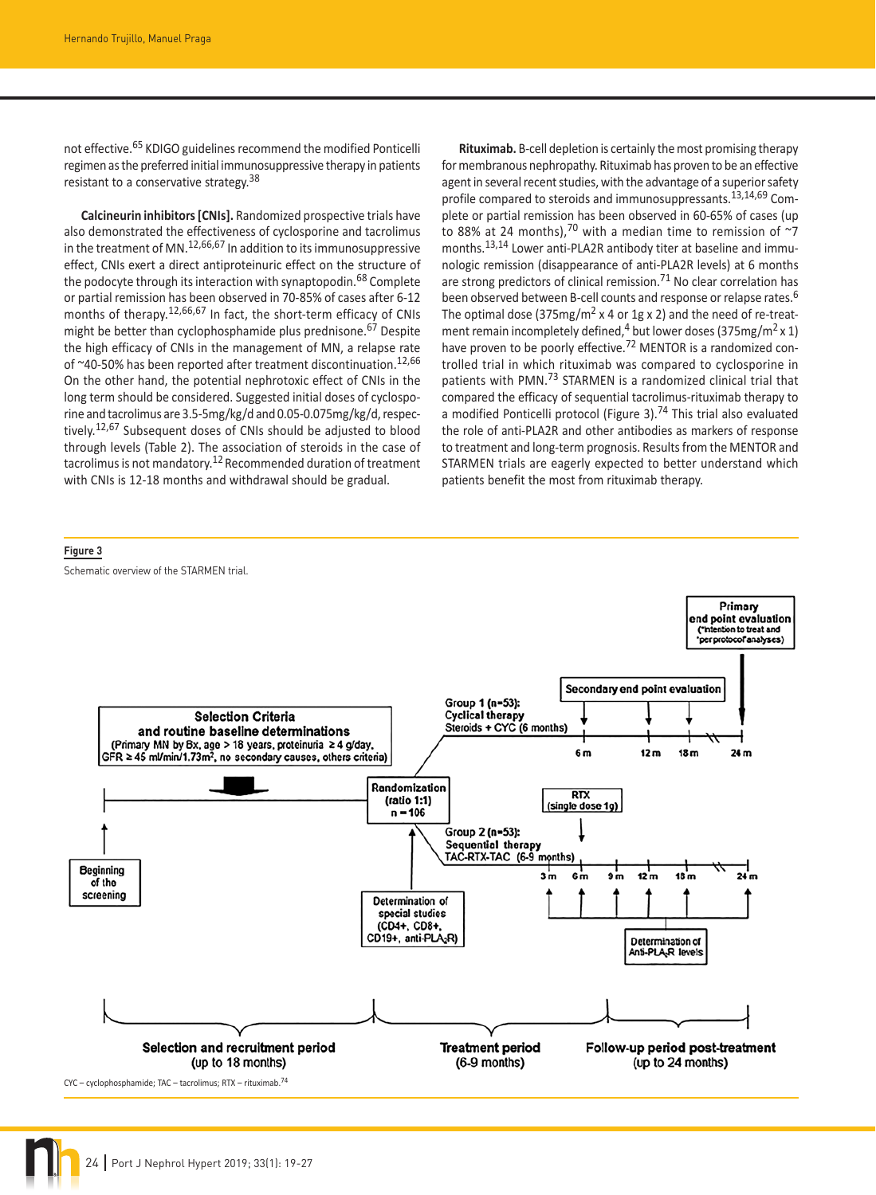not effective.[65] KDIGO guidelines recommend the modified Ponticelli regimen as the preferred initial immunosuppressive therapy in patients resistant to a conservative strategy.[38]

**Calcineurin inhibitors [CNIs].** Randomized prospective trials have also demonstrated the effectiveness of cyclosporine and tacrolimus in the treatment of MN.[12,66,67] In addition to its immunosuppressive effect, CNIs exert a direct antiproteinuric effect on the structure of the podocyte through its interaction with synaptopodin.[68] Complete or partial remission has been observed in 70-85% of cases after 6-12 months of therapy.[12,66,67] In fact, the short-term efficacy of CNIs might be better than cyclophosphamide plus prednisone.[67] Despite the high efficacy of CNIs in the management of MN, a relapse rate of ~40-50% has been reported after treatment discontinuation.[12,66] On the other hand, the potential nephrotoxic effect of CNIs in the long term should be considered. Suggested initial doses of cyclosporine and tacrolimus are 3.5-5mg/kg/d and 0.05-0.075mg/kg/d, respectively.[12,67] Subsequent doses of CNIs should be adjusted to blood through levels (Table 2). The association of steroids in the case of tacrolimus is not mandatory.[12] Recommended duration of treatment with CNIs is 12-18 months and withdrawal should be gradual.

**Rituximab.** B-cell depletion is certainly the most promising therapy for membranous nephropathy. Rituximab has proven to be an effective agent in several recent studies, with the advantage of a superior safety profile compared to steroids and immunosuppressants.[13,14,69] Complete or partial remission has been observed in 60-65% of cases (up to 88% at 24 months),[70] with a median time to remission of ~7 months.[13,14] Lower anti-PLA2R antibody titer at baseline and immunologic remission (disappearance of anti-PLA2R levels) at 6 months are strong predictors of clinical remission.[71] No clear correlation has been observed between B-cell counts and response or relapse rates.[6] The optimal dose (375mg/m$^2$ x 4 or 1g x 2) and the need of re-treatment remain incompletely defined,[4] but lower doses (375mg/m$^2$ x 1) have proven to be poorly effective.[72] MENTOR is a randomized controlled trial in which rituximab was compared to cyclosporine in patients with PMN.[73] STARMEN is a randomized clinical trial that compared the efficacy of sequential tacrolimus-rituximab therapy to a modified Ponticelli protocol (Figure 3).[74] This trial also evaluated the role of anti-PLA2R and other antibodies as markers of response to treatment and long-term prognosis. Results from the MENTOR and STARMEN trials are eagerly expected to better understand which patients benefit the most from rituximab therapy.

**Figure 3**

Schematic overview of the STARMEN trial.

CYC – cyclophosphamide; TAC – tacrolimus; RTX – rituximab.[74]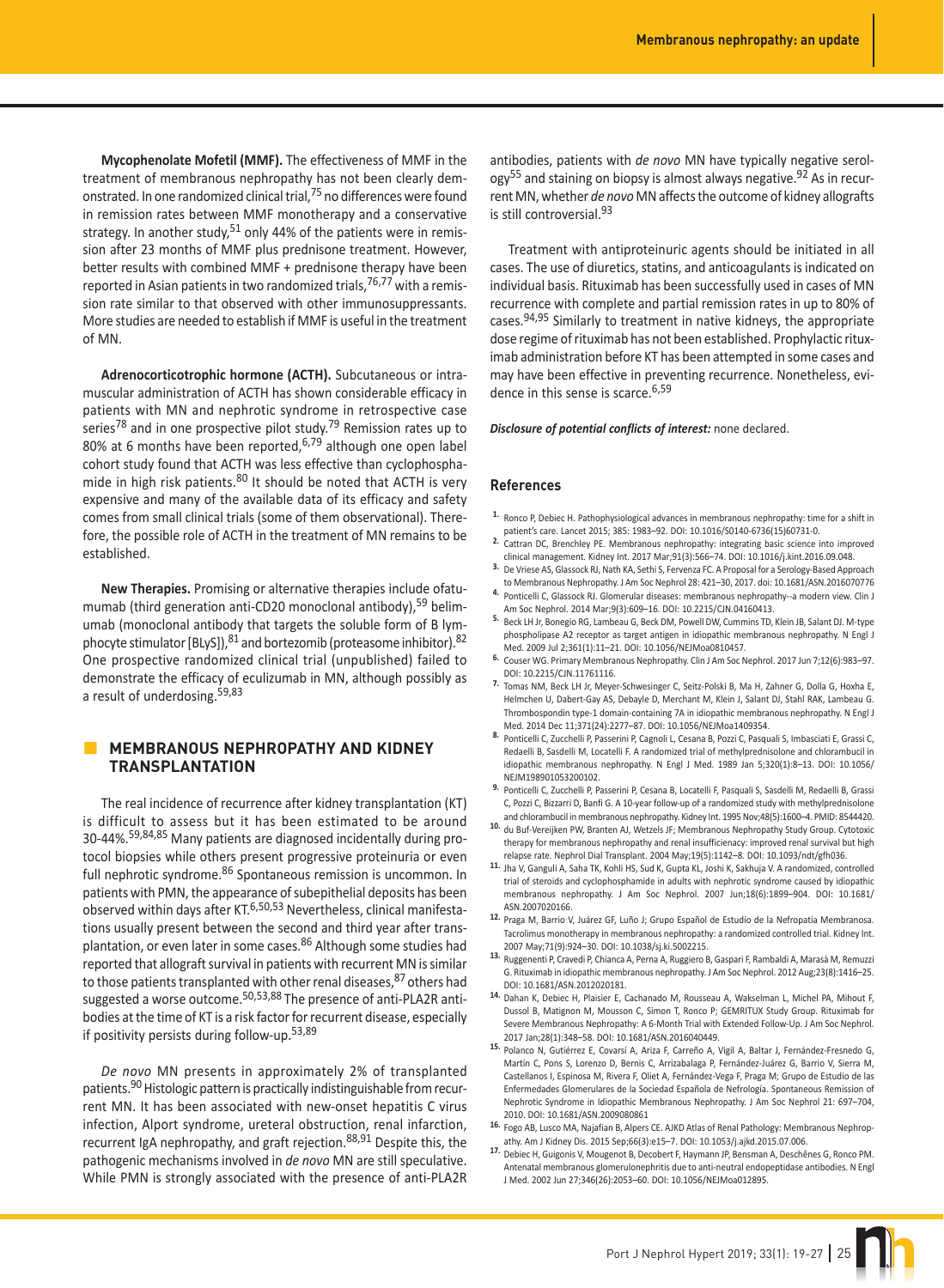**Mycophenolate Mofetil (MMF).** The effectiveness of MMF in the treatment of membranous nephropathy has not been clearly demonstrated. In one randomized clinical trial,[75] no differences were found in remission rates between MMF monotherapy and a conservative strategy. In another study,[51] only 44% of the patients were in remission after 23 months of MMF plus prednisone treatment. However, better results with combined MMF + prednisone therapy have been reported in Asian patients in two randomized trials,[76,77] with a remission rate similar to that observed with other immunosuppressants. More studies are needed to establish if MMF is useful in the treatment of MN.

**Adrenocorticotrophic hormone (ACTH).** Subcutaneous or intramuscular administration of ACTH has shown considerable efficacy in patients with MN and nephrotic syndrome in retrospective case series[78] and in one prospective pilot study.[79] Remission rates up to 80% at 6 months have been reported,[6,79] although one open label cohort study found that ACTH was less effective than cyclophosphamide in high risk patients.[80] It should be noted that ACTH is very expensive and many of the available data of its efficacy and safety comes from small clinical trials (some of them observational). Therefore, the possible role of ACTH in the treatment of MN remains to be established.

**New Therapies.** Promising or alternative therapies include ofatumumab (third generation anti-CD20 monoclonal antibody),[59] belimumab (monoclonal antibody that targets the soluble form of B lymphocyte stimulator [BLyS]),[81] and bortezomib (proteasome inhibitor).[82] One prospective randomized clinical trial (unpublished) failed to demonstrate the efficacy of eculizumab in MN, although possibly as a result of underdosing.[59,83]

## MEMBRANOUS NEPHROPATHY AND KIDNEY TRANSPLANTATION

The real incidence of recurrence after kidney transplantation (KT) is difficult to assess but it has been estimated to be around 30-44%.[59,84,85] Many patients are diagnosed incidentally during protocol biopsies while others present progressive proteinuria or even full nephrotic syndrome.[86] Spontaneous remission is uncommon. In patients with PMN, the appearance of subepithelial deposits has been observed within days after KT.[6,50,53] Nevertheless, clinical manifestations usually present between the second and third year after transplantation, or even later in some cases.[86] Although some studies had reported that allograft survival in patients with recurrent MN is similar to those patients transplanted with other renal diseases,[87] others had suggested a worse outcome.[50,53,88] The presence of anti-PLA2R antibodies at the time of KT is a risk factor for recurrent disease, especially if positivity persists during follow-up.[53,89]

*De novo* MN presents in approximately 2% of transplanted patients.[90] Histologic pattern is practically indistinguishable from recurrent MN. It has been associated with new-onset hepatitis C virus infection, Alport syndrome, ureteral obstruction, renal infarction, recurrent IgA nephropathy, and graft rejection.[88,91] Despite this, the pathogenic mechanisms involved in *de novo* MN are still speculative. While PMN is strongly associated with the presence of anti-PLA2R antibodies, patients with *de novo* MN have typically negative serology[55] and staining on biopsy is almost always negative.[92] As in recurrent MN, whether *de novo* MN affects the outcome of kidney allografts is still controversial.[93]

Treatment with antiproteinuric agents should be initiated in all cases. The use of diuretics, statins, and anticoagulants is indicated on individual basis. Rituximab has been successfully used in cases of MN recurrence with complete and partial remission rates in up to 80% of cases.[94,95] Similarly to treatment in native kidneys, the appropriate dose regime of rituximab has not been established. Prophylactic rituximab administration before KT has been attempted in some cases and may have been effective in preventing recurrence. Nonetheless, evidence in this sense is scarce.[6,59]

***Disclosure of potential conflicts of interest:*** none declared.

## References

1. Ronco P, Debiec H. Pathophysiological advances in membranous nephropathy: time for a shift in patient's care. Lancet 2015; 385: 1983–92. DOI: 10.1016/S0140-6736(15)60731-0.
2. Cattran DC, Brenchley PE. Membranous nephropathy: integrating basic science into improved clinical management. Kidney Int. 2017 Mar;91(3):566–74. DOI: 10.1016/j.kint.2016.09.048.
3. De Vriese AS, Glassock RJ, Nath KA, Sethi S, Fervenza FC. A Proposal for a Serology-Based Approach to Membranous Nephropathy. J Am Soc Nephrol 28: 421–30, 2017. doi: 10.1681/ASN.2016070776
4. Ponticelli C, Glassock RJ. Glomerular diseases: membranous nephropathy--a modern view. Clin J Am Soc Nephrol. 2014 Mar;9(3):609–16. DOI: 10.2215/CJN.04160413.
5. Beck LH Jr, Bonegio RG, Lambeau G, Beck DM, Powell DW, Cummins TD, Klein JB, Salant DJ. M-type phospholipase A2 receptor as target antigen in idiopathic membranous nephropathy. N Engl J Med. 2009 Jul 2;361(1):11–21. DOI: 10.1056/NEJMoa0810457.
6. Couser WG. Primary Membranous Nephropathy. Clin J Am Soc Nephrol. 2017 Jun 7;12(6):983–97. DOI: 10.2215/CJN.11761116.
7. Tomas NM, Beck LH Jr, Meyer-Schwesinger C, Seitz-Polski B, Ma H, Zahner G, Dolla G, Hoxha E, Helmchen U, Dabert-Gay AS, Debayle D, Merchant M, Klein J, Salant DJ, Stahl RAK, Lambeau G. Thrombospondin type-1 domain-containing 7A in idiopathic membranous nephropathy. N Engl J Med. 2014 Dec 11;371(24):2277–87. DOI: 10.1056/NEJMoa1409354.
8. Ponticelli C, Zucchelli P, Passerini P, Cagnoli L, Cesana B, Pozzi C, Pasquali S, Imbasciati E, Grassi C, Redaelli B, Sasdelli M, Locatelli F. A randomized trial of methylprednisolone and chlorambucil in idiopathic membranous nephropathy. N Engl J Med. 1989 Jan 5;320(1):8–13. DOI: 10.1056/NEJM198901053200102.
9. Ponticelli C, Zucchelli P, Passerini P, Cesana B, Locatelli F, Pasquali S, Sasdelli M, Redaelli B, Grassi C, Pozzi C, Bizzarri D, Banfi G. A 10-year follow-up of a randomized study with methylprednisolone and chlorambucil in membranous nephropathy. Kidney Int. 1995 Nov;48(5):1600–4. PMID: 8544420.
10. du Buf-Vereijken PW, Branten AJ, Wetzels JF; Membranous Nephropathy Study Group. Cytotoxic therapy for membranous nephropathy and renal insufficiency: improved renal survival but high relapse rate. Nephrol Dial Transplant. 2004 May;19(5):1142–8. DOI: 10.1093/ndt/gfh036.
11. Jha V, Ganguli A, Saha TK, Kohli HS, Sud K, Gupta KL, Joshi K, Sakhuja V. A randomized, controlled trial of steroids and cyclophosphamide in adults with nephrotic syndrome caused by idiopathic membranous nephropathy. J Am Soc Nephrol. 2007 Jun;18(6):1899–904. DOI: 10.1681/ASN.2007020166.
12. Praga M, Barrio V, Juárez GF, Luño J; Grupo Español de Estudio de la Nefropatía Membranosa. Tacrolimus monotherapy in membranous nephropathy: a randomized controlled trial. Kidney Int. 2007 May;71(9):924–30. DOI: 10.1038/sj.ki.5002215.
13. Ruggenenti P, Cravedi P, Chianca A, Perna A, Ruggiero B, Gaspari F, Rambaldi A, Marasà M, Remuzzi G. Rituximab in idiopathic membranous nephropathy. J Am Soc Nephrol. 2012 Aug;23(8):1416–25. DOI: 10.1681/ASN.2012020181.
14. Dahan K, Debiec H, Plaisier E, Cachanado M, Rousseau A, Wakselman L, Michel PA, Mihout F, Dussol B, Matignon M, Mousson C, Simon T, Ronco P; GEMRITUX Study Group. Rituximab for Severe Membranous Nephropathy: A 6-Month Trial with Extended Follow-Up. J Am Soc Nephrol. 2017 Jan;28(1):348–58. DOI: 10.1681/ASN.2016040449.
15. Polanco N, Gutiérrez E, Covarsí A, Ariza F, Carreño A, Vigil A, Baltar J, Fernández-Fresnedo G, Martín C, Pons S, Lorenzo D, Bernis C, Arrizabalaga P, Fernández-Juárez G, Barrio V, Sierra M, Castellanos I, Espinosa M, Rivera F, Oliet A, Fernández-Vega F, Praga M; Grupo de Estudio de las Enfermedades Glomerulares de la Sociedad Española de Nefrología. Spontaneous Remission of Nephrotic Syndrome in Idiopathic Membranous Nephropathy. J Am Soc Nephrol 21: 697–704, 2010. DOI: 10.1681/ASN.2009080861
16. Fogo AB, Lusco MA, Najafian B, Alpers CE. AJKD Atlas of Renal Pathology: Membranous Nephropathy. Am J Kidney Dis. 2015 Sep;66(3):e15–7. DOI: 10.1053/j.ajkd.2015.07.006.
17. Debiec H, Guigonis V, Mougenot B, Decobert F, Haymann JP, Bensman A, Deschênes G, Ronco PM. Antenatal membranous glomerulonephritis due to anti-neutral endopeptidase antibodies. N Engl J Med. 2002 Jun 27;346(26):2053–60. DOI: 10.1056/NEJMoa012895.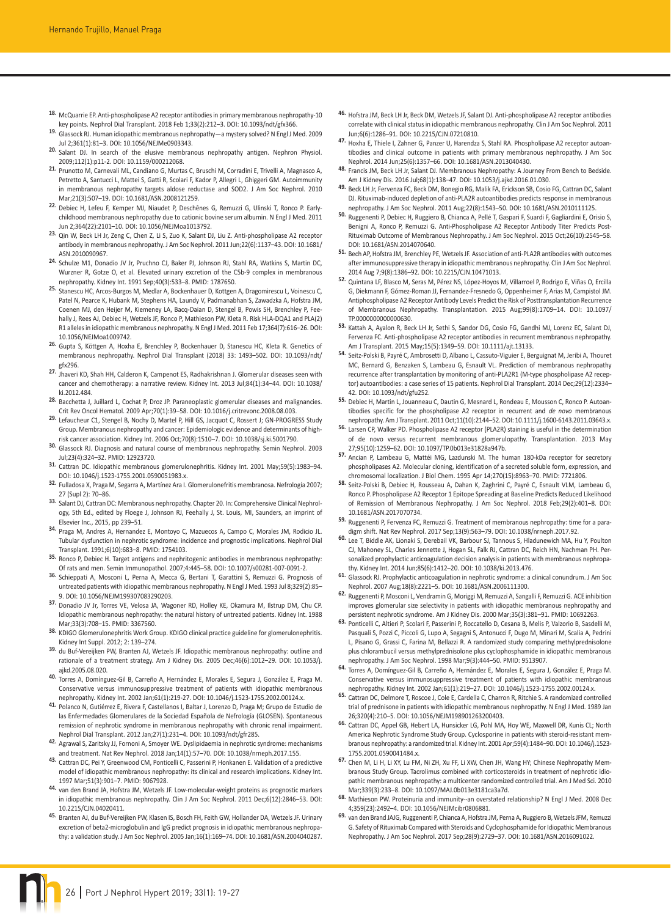18. McQuarrie EP. Anti-phospholipase A2 receptor antibodies in primary membranous nephropathy-10 key points. Nephrol Dial Transplant. 2018 Feb 1;33(2):212–3. DOI: 10.1093/ndt/gfx366.
19. Glassock RJ. Human idiopathic membranous nephropathy—a mystery solved? N Engl J Med. 2009 Jul 2;361(1):81–3. DOI: 10.1056/NEJMe0903343.
20. Salant DJ. In search of the elusive membranous nephropathy antigen. Nephron Physiol. 2009;112(1):p11-2. DOI: 10.1159/000212068.
21. Prunotto M, Carnevali ML, Candiano G, Murtas C, Bruschi M, Corradini E, Trivelli A, Magnasco A, Petretto A, Santucci L, Mattei S, Gatti R, Scolari F, Kador P, Allegri L, Ghiggeri GM. Autoimmunity in membranous nephropathy targets aldose reductase and SOD2. J Am Soc Nephrol. 2010 Mar;21(3):507–19. DOI: 10.1681/ASN.2008121259.
22. Debiec H, Lefeu F, Kemper MJ, Niaudet P, Deschênes G, Remuzzi G, Ulinski T, Ronco P. Early-childhood membranous nephropathy due to cationic bovine serum albumin. N Engl J Med. 2011 Jun 2;364(22):2101–10. DOI: 10.1056/NEJMoa1013792.
23. Qin W, Beck LH Jr, Zeng C, Chen Z, Li S, Zuo K, Salant DJ, Liu Z. Anti-phospholipase A2 receptor antibody in membranous nephropathy. J Am Soc Nephrol. 2011 Jun;22(6):1137–43. DOI: 10.1681/ASN.2010090967.
24. Schulze M1, Donadio JV Jr, Pruchno CJ, Baker PJ, Johnson RJ, Stahl RA, Watkins S, Martin DC, Wurzner R, Gotze O, et al. Elevated urinary excretion of the C5b-9 complex in membranous nephropathy. Kidney Int. 1991 Sep;40(3):533–8. PMID: 1787650.
25. Stanescu HC, Arcos-Burgos M, Medlar A, Bockenhauer D, Kottgen A, Dragomirescu L, Voinescu C, Patel N, Pearce K, Hubank M, Stephens HA, Laundy V, Padmanabhan S, Zawadzka A, Hofstra JM, Coenen MJ, den Heijer M, Kiemeney LA, Bacq-Daian D, Stengel B, Powis SH, Brenchley P, Feehally J, Rees AJ, Debiec H, Wetzels JF, Ronco P, Mathieson PW, Kleta R. Risk HLA-DQA1 and PLA(2) R1 alleles in idiopathic membranous nephropathy. N Engl J Med. 2011 Feb 17;364(7):616–26. DOI: 10.1056/NEJMoa1009742.
26. Gupta S, Köttgen A, Hoxha E, Brenchley P, Bockenhauer D, Stanescu HC, Kleta R. Genetics of membranous nephropathy. Nephrol Dial Transplant (2018) 33: 1493–502. DOI: 10.1093/ndt/gfx296.
27. Jhaveri KD, Shah HH, Calderon K, Campenot ES, Radhakrishnan J. Glomerular diseases seen with cancer and chemotherapy: a narrative review. Kidney Int. 2013 Jul;84(1):34–44. DOI: 10.1038/ki.2012.484.
28. Bacchetta J, Juillard L, Cochat P, Droz JP. Paraneoplastic glomerular diseases and malignancies. Crit Rev Oncol Hematol. 2009 Apr;70(1):39–58. DOI: 10.1016/j.critrevonc.2008.08.003.
29. Lefaucheur C1, Stengel B, Nochy D, Martel P, Hill GS, Jacquot C, Rossert J; GN-PROGRESS Study Group. Membranous nephropathy and cancer: Epidemiologic evidence and determinants of high-risk cancer association. Kidney Int. 2006 Oct;70(8):1510–7. DOI: 10.1038/sj.ki.5001790.
30. Glassock RJ. Diagnosis and natural course of membranous nephropathy. Semin Nephrol. 2003 Jul;23(4):324–32. PMID: 12923720.
31. Cattran DC. Idiopathic membranous glomerulonephritis. Kidney Int. 2001 May;59(5):1983–94. DOI: 10.1046/j.1523-1755.2001.0590051983.x.
32. Fulladosa X, Praga M, Segarra A, Martínez Ara I. Glomerulonefritis membranosa. Nefrología 2007; 27 (Supl 2): 70–86.
33. Salant DJ, Cattran DC: Membranous nephropathy. Chapter 20. In: Comprehensive Clinical Nephrology, 5th Ed., edited by Floege J, Johnson RJ, Feehally J, St. Louis, MI, Saunders, an imprint of Elsevier Inc., 2015, pp 239–51.
34. Praga M, Andres A, Hernandez E, Montoyo C, Mazuecos A, Campo C, Morales JM, Rodicio JL. Tubular dysfunction in nephrotic syndrome: incidence and prognostic implications. Nephrol Dial Transplant. 1991;6(10):683–8. PMID: 1754103.
35. Ronco P, Debiec H. Target antigens and nephritogenic antibodies in membranous nephropathy: Of rats and men. Semin Immunopathol. 2007;4:445–58. DOI: 10.1007/s00281-007-0091-2.
36. Schieppati A, Mosconi L, Perna A, Mecca G, Bertani T, Garattini S, Remuzzi G. Prognosis of untreated patients with idiopathic membranous nephropathy. N Engl J Med. 1993 Jul 8;329(2):85–9. DOI: 10.1056/NEJM199307083290203.
37. Donadio JV Jr, Torres VE, Velosa JA, Wagoner RD, Holley KE, Okamura M, Ilstrup DM, Chu CP. Idiopathic membranous nephropathy: the natural history of untreated patients. Kidney Int. 1988 Mar;33(3):708–15. PMID: 3367560.
38. KDIGO Glomerulonephritis Work Group. KDIGO clinical practice guideline for glomerulonephritis. Kidney Int Suppl. 2012; 2: 139–274.
39. du Buf-Vereijken PW, Branten AJ, Wetzels JF. Idiopathic membranous nephropathy: outline and rationale of a treatment strategy. Am J Kidney Dis. 2005 Dec;46(6):1012–29. DOI: 10.1053/j.ajkd.2005.08.020.
40. Torres A, Domínguez-Gil B, Carreño A, Hernández E, Morales E, Segura J, González E, Praga M. Conservative versus immunosuppressive treatment of patients with idiopathic membranous nephropathy. Kidney Int. 2002 Jan;61(1):219-27. DOI: 10.1046/j.1523-1755.2002.00124.x.
41. Polanco N, Gutiérrez E, Rivera F, Castellanos I, Baltar J, Lorenzo D, Praga M; Grupo de Estudio de las Enfermedades Glomerulares de la Sociedad Española de Nefrología (GLOSEN). Spontaneous remission of nephrotic syndrome in membranous nephropathy with chronic renal impairment. Nephrol Dial Transplant. 2012 Jan;27(1):231–4. DOI: 10.1093/ndt/gfr285.
42. Agrawal S, Zaritsky JJ, Fornoni A, Smoyer WE. Dyslipidaemia in nephrotic syndrome: mechanisms and treatment. Nat Rev Nephrol. 2018 Jan;14(1):57–70. DOI: 10.1038/nrneph.2017.155.
43. Cattran DC, Pei Y, Greenwood CM, Ponticelli C, Passerini P, Honkanen E. Validation of a predictive model of idiopathic membranous nephropathy: its clinical and research implications. Kidney Int. 1997 Mar;51(3):901–7. PMID: 9067928.
44. van den Brand JA, Hofstra JM, Wetzels JF. Low-molecular-weight proteins as prognostic markers in idiopathic membranous nephropathy. Clin J Am Soc Nephrol. 2011 Dec;6(12):2846–53. DOI: 10.2215/CJN.04020411.
45. Branten AJ, du Buf-Vereijken PW, Klasen IS, Bosch FH, Feith GW, Hollander DA, Wetzels JF. Urinary excretion of beta2-microglobulin and IgG predict prognosis in idiopathic membranous nephropathy: a validation study. J Am Soc Nephrol. 2005 Jan;16(1):169–74. DOI: 10.1681/ASN.2004040287.
46. Hofstra JM, Beck LH Jr, Beck DM, Wetzels JF, Salant DJ. Anti-phospholipase A2 receptor antibodies correlate with clinical status in idiopathic membranous nephropathy. Clin J Am Soc Nephrol. 2011 Jun;6(6):1286–91. DOI: 10.2215/CJN.07210810.
47. Hoxha E, Thiele I, Zahner G, Panzer U, Harendza S, Stahl RA. Phospholipase A2 receptor autoantibodies and clinical outcome in patients with primary membranous nephropathy. J Am Soc Nephrol. 2014 Jun;25(6):1357–66. DOI: 10.1681/ASN.2013040430.
48. Francis JM, Beck LH Jr, Salant DJ. Membranous Nephropathy: A Journey From Bench to Bedside. Am J Kidney Dis. 2016 Jul;68(1):138–47. DOI: 10.1053/j.ajkd.2016.01.030.
49. Beck LH Jr, Fervenza FC, Beck DM, Bonegio RG, Malik FA, Erickson SB, Cosio FG, Cattran DC, Salant DJ. Rituximab-induced depletion of anti-PLA2R autoantibodies predicts response in membranous nephropathy. J Am Soc Nephrol. 2011 Aug;22(8):1543–50. DOI: 10.1681/ASN.2010111125.
50. Ruggenenti P, Debiec H, Ruggiero B, Chianca A, Pellé T, Gaspari F, Suardi F, Gagliardini E, Orisio S, Benigni A, Ronco P, Remuzzi G. Anti-Phospholipase A2 Receptor Antibody Titer Predicts Post-Rituximab Outcome of Membranous Nephropathy. J Am Soc Nephrol. 2015 Oct;26(10):2545–58. DOI: 10.1681/ASN.2014070640.
51. Bech AP, Hofstra JM, Brenchley PE, Wetzels JF. Association of anti-PLA2R antibodies with outcomes after immunosuppressive therapy in idiopathic membranous nephropathy. Clin J Am Soc Nephrol. 2014 Aug 7;9(8):1386–92. DOI: 10.2215/CJN.10471013.
52. Quintana LF, Blasco M, Seras M, Pérez NS, López-Hoyos M, Villarroel P, Rodrigo E, Viñas O, Ercilla G, Diekmann F, Gómez-Roman JJ, Fernandez-Fresnedo G, Oppenheimer F, Arias M, Campistol JM. Antiphospholipase A2 Receptor Antibody Levels Predict the Risk of Posttransplantation Recurrence of Membranous Nephropathy. Transplantation. 2015 Aug;99(8):1709–14. DOI: 10.1097/TP.0000000000000630.
53. Kattah A, Ayalon R, Beck LH Jr, Sethi S, Sandor DG, Cosio FG, Gandhi MJ, Lorenz EC, Salant DJ, Fervenza FC. Anti-phospholipase A2 receptor antibodies in recurrent membranous nephropathy. Am J Transplant. 2015 May;15(5):1349–59. DOI: 10.1111/ajt.13133.
54. Seitz-Polski B, Payré C, Ambrosetti D, Albano L, Cassuto-Viguier E, Berguignat M, Jeribi A, Thouret MC, Bernard G, Benzaken S, Lambeau G, Esnault VL. Prediction of membranous nephropathy recurrence after transplantation by monitoring of anti-PLA2R1 (M-type phospholipase A2 receptor) autoantibodies: a case series of 15 patients. Nephrol Dial Transplant. 2014 Dec;29(12):2334–42. DOI: 10.1093/ndt/gfu252.
55. Debiec H, Martin L, Jouanneau C, Dautin G, Mesnard L, Rondeau E, Mousson C, Ronco P. Autoantibodies specific for the phospholipase A2 receptor in recurrent and *de novo* membranous nephropathy. Am J Transplant. 2011 Oct;11(10):2144–52. DOI: 10.1111/j.1600-6143.2011.03643.x.
56. Larsen CP, Walker PD. Phospholipase A2 receptor (PLA2R) staining is useful in the determination of de novo versus recurrent membranous glomerulopathy. Transplantation. 2013 May 27;95(10):1259–62. DOI: 10.1097/TP.0b013e31828a947b.
57. Ancian P, Lambeau G, Mattéi MG, Lazdunski M. The human 180-kDa receptor for secretory phospholipases A2. Molecular cloning, identification of a secreted soluble form, expression, and chromosomal localization. J Biol Chem. 1995 Apr 14;270(15):8963–70. PMID: 7721806.
58. Seitz-Polski B, Debiec H, Rousseau A, Dahan K, Zaghrini C, Payré C, Esnault VLM, Lambeau G, Ronco P. Phospholipase A2 Receptor 1 Epitope Spreading at Baseline Predicts Reduced Likelihood of Remission of Membranous Nephropathy. J Am Soc Nephrol. 2018 Feb;29(2):401–8. DOI: 10.1681/ASN.2017070734.
59. Ruggenenti P, Fervenza FC, Remuzzi G. Treatment of membranous nephropathy: time for a paradigm shift. Nat Rev Nephrol. 2017 Sep;13(9):563–79. DOI: 10.1038/nrneph.2017.92.
60. Lee T, Biddle AK, Lionaki S, Derebail VK, Barbour SJ, Tannous S, Hladunewich MA, Hu Y, Poulton CJ, Mahoney SL, Charles Jennette J, Hogan SL, Falk RJ, Cattran DC, Reich HN, Nachman PH. Personalized prophylactic anticoagulation decision analysis in patients with membranous nephropathy. Kidney Int. 2014 Jun;85(6):1412–20. DOI: 10.1038/ki.2013.476.
61. Glassock RJ. Prophylactic anticoagulation in nephrotic syndrome: a clinical conundrum. J Am Soc Nephrol. 2007 Aug;18(8):2221–5. DOI: 10.1681/ASN.2006111300.
62. Ruggenenti P, Mosconi L, Vendramin G, Moriggi M, Remuzzi A, Sangalli F, Remuzzi G. ACE inhibition improves glomerular size selectivity in patients with idiopathic membranous nephropathy and persistent nephrotic syndrome. Am J Kidney Dis. 2000 Mar;35(3):381–91. PMID: 10692263.
63. Ponticelli C, Altieri P, Scolari F, Passerini P, Roccatello D, Cesana B, Melis P, Valzorio B, Sasdelli M, Pasquali S, Pozzi C, Piccoli G, Lupo A, Segagni S, Antonucci F, Dugo M, Minari M, Scalia A, Pedrini L, Pisano G, Grassi C, Farina M, Bellazzi R. A randomized study comparing methylprednisolone plus chlorambucil versus methylprednisolone plus cyclophosphamide in idiopathic membranous nephropathy. J Am Soc Nephrol. 1998 Mar;9(3):444–50. PMID: 9513907.
64. Torres A, Domínguez-Gil B, Carreño A, Hernández E, Morales E, Segura J, González E, Praga M. Conservative versus immunosuppressive treatment of patients with idiopathic membranous nephropathy. Kidney Int. 2002 Jan;61(1):219–27. DOI: 10.1046/j.1523-1755.2002.00124.x.
65. Cattran DC, Delmore T, Roscoe J, Cole E, Cardella C, Charron R, Ritchie S. A randomized controlled trial of prednisone in patients with idiopathic membranous nephropathy. N Engl J Med. 1989 Jan 26;320(4):210–5. DOI: 10.1056/NEJM198901263200403.
66. Cattran DC, Appel GB, Hebert LA, Hunsicker LG, Pohl MA, Hoy WE, Maxwell DR, Kunis CL; North America Nephrotic Syndrome Study Group. Cyclosporine in patients with steroid-resistant membranous nephropathy: a randomized trial. Kidney Int. 2001 Apr;59(4):1484–90. DOI: 10.1046/j.1523-1755.2001.0590041484.x.
67. Chen M, Li H, Li XY, Lu FM, Ni ZH, Xu FF, Li XW, Chen JH, Wang HY; Chinese Nephropathy Membranous Study Group. Tacrolimus combined with corticosteroids in treatment of nephrotic idiopathic membranous nephropathy: a multicenter randomized controlled trial. Am J Med Sci. 2010 Mar;339(3):233–8. DOI: 10.1097/MAJ.0b013e3181ca3a7d.
68. Mathieson PW. Proteinuria and immunity--an overstated relationship? N Engl J Med. 2008 Dec 4;359(23):2492–4. DOI: 10.1056/NEJMcibr0806881.
69. van den Brand JAJG, Ruggenenti P, Chianca A, Hofstra JM, Perna A, Ruggiero B, Wetzels JFM, Remuzzi G. Safety of Rituximab Compared with Steroids and Cyclophosphamide for Idiopathic Membranous Nephropathy. J Am Soc Nephrol. 2017 Sep;28(9):2729–37. DOI: 10.1681/ASN.2016091022.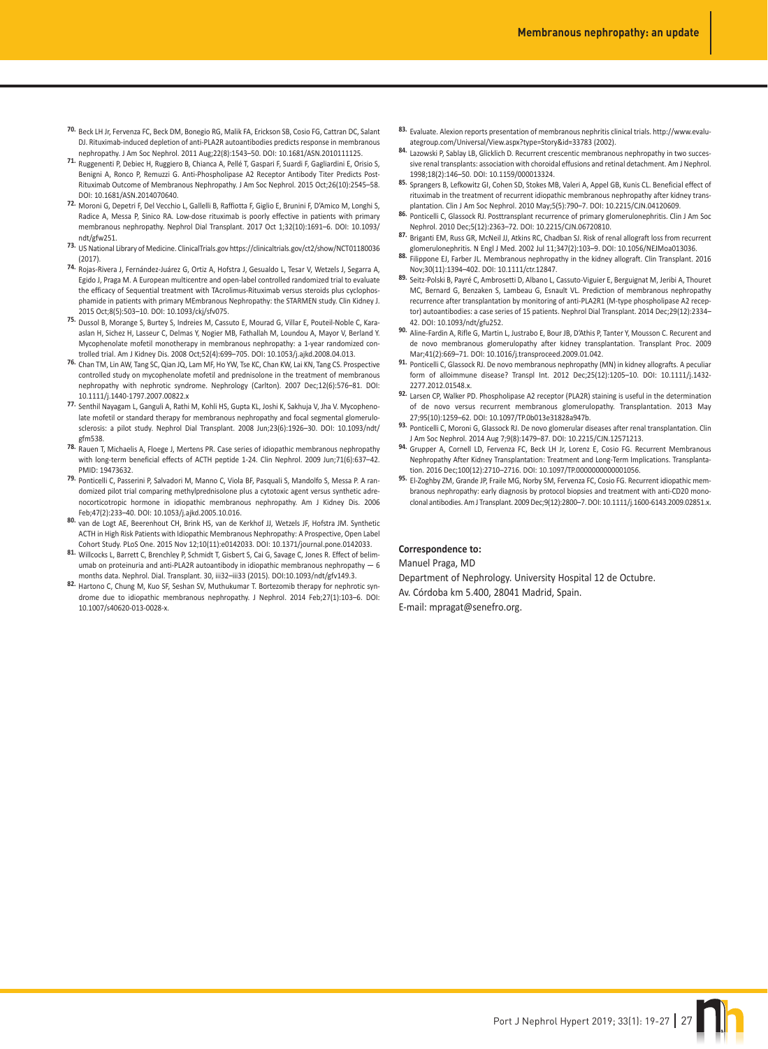70. Beck LH Jr, Fervenza FC, Beck DM, Bonegio RG, Malik FA, Erickson SB, Cosio FG, Cattran DC, Salant DJ. Rituximab-induced depletion of anti-PLA2R autoantibodies predicts response in membranous nephropathy. J Am Soc Nephrol. 2011 Aug;22(8):1543–50. DOI: 10.1681/ASN.2010111125.

71. Ruggenenti P, Debiec H, Ruggiero B, Chianca A, Pellé T, Gaspari F, Suardi F, Gagliardini E, Orisio S, Benigni A, Ronco P, Remuzzi G. Anti-Phospholipase A2 Receptor Antibody Titer Predicts Post-Rituximab Outcome of Membranous Nephropathy. J Am Soc Nephrol. 2015 Oct;26(10):2545–58. DOI: 10.1681/ASN.2014070640.

72. Moroni G, Depetri F, Del Vecchio L, Gallelli B, Raffiotta F, Giglio E, Brunini F, D'Amico M, Longhi S, Radice A, Messa P, Sinico RA. Low-dose rituximab is poorly effective in patients with primary membranous nephropathy. Nephrol Dial Transplant. 2017 Oct 1;32(10):1691–6. DOI: 10.1093/ndt/gfw251.

73. US National Library of Medicine. ClinicalTrials.gov https://clinicaltrials.gov/ct2/show/NCT01180036 (2017).

74. Rojas-Rivera J, Fernández-Juárez G, Ortiz A, Hofstra J, Gesualdo L, Tesar V, Wetzels J, Segarra A, Egido J, Praga M. A European multicentre and open-label controlled randomized trial to evaluate the efficacy of Sequential treatment with TAcrolimus-Rituximab versus steroids plus cyclophosphamide in patients with primary MEmbranous Nephropathy: the STARMEN study. Clin Kidney J. 2015 Oct;8(5):503–10. DOI: 10.1093/ckj/sfv075.

75. Dussol B, Morange S, Burtey S, Indreies M, Cassuto E, Mourad G, Villar E, Pouteil-Noble C, Karaaslan H, Sichez H, Lasseur C, Delmas Y, Nogier MB, Fathallah M, Loundou A, Mayor V, Berland Y. Mycophenolate mofetil monotherapy in membranous nephropathy: a 1-year randomized controlled trial. Am J Kidney Dis. 2008 Oct;52(4):699–705. DOI: 10.1053/j.ajkd.2008.04.013.

76. Chan TM, Lin AW, Tang SC, Qian JQ, Lam MF, Ho YW, Tse KC, Chan KW, Lai KN, Tang CS. Prospective controlled study on mycophenolate mofetil and prednisolone in the treatment of membranous nephropathy with nephrotic syndrome. Nephrology (Carlton). 2007 Dec;12(6):576–81. DOI: 10.1111/j.1440-1797.2007.00822.x

77. Senthil Nayagam L, Ganguli A, Rathi M, Kohli HS, Gupta KL, Joshi K, Sakhuja V, Jha V. Mycophenolate mofetil or standard therapy for membranous nephropathy and focal segmental glomerulosclerosis: a pilot study. Nephrol Dial Transplant. 2008 Jun;23(6):1926–30. DOI: 10.1093/ndt/gfm538.

78. Rauen T, Michaelis A, Floege J, Mertens PR. Case series of idiopathic membranous nephropathy with long-term beneficial effects of ACTH peptide 1-24. Clin Nephrol. 2009 Jun;71(6):637–42. PMID: 19473632.

79. Ponticelli C, Passerini P, Salvadori M, Manno C, Viola BF, Pasquali S, Mandolfo S, Messa P. A randomized pilot trial comparing methylprednisolone plus a cytotoxic agent versus synthetic adrenocorticotropic hormone in idiopathic membranous nephropathy. Am J Kidney Dis. 2006 Feb;47(2):233–40. DOI: 10.1053/j.ajkd.2005.10.016.

80. van de Logt AE, Beerenhout CH, Brink HS, van de Kerkhof JJ, Wetzels JF, Hofstra JM. Synthetic ACTH in High Risk Patients with Idiopathic Membranous Nephropathy: A Prospective, Open Label Cohort Study. PLoS One. 2015 Nov 12;10(11):e0142033. DOI: 10.1371/journal.pone.0142033.

81. Willcocks L, Barrett C, Brenchley P, Schmidt T, Gisbert S, Cai G, Savage C, Jones R. Effect of belimumab on proteinuria and anti-PLA2R autoantibody in idiopathic membranous nephropathy — 6 months data. Nephrol. Dial. Transplant. 30, iii32–iii33 (2015). DOI:10.1093/ndt/gfv149.3.

82. Hartono C, Chung M, Kuo SF, Seshan SV, Muthukumar T. Bortezomib therapy for nephrotic syndrome due to idiopathic membranous nephropathy. J Nephrol. 2014 Feb;27(1):103–6. DOI: 10.1007/s40620-013-0028-x.

83. Evaluate. Alexion reports presentation of membranous nephritis clinical trials. http://www.evaluategroup.com/Universal/View.aspx?type=Story&id=33783 (2002).

84. Lazowski P, Sablay LB, Glicklich D. Recurrent crescentic membranous nephropathy in two successive renal transplants: association with choroidal effusions and retinal detachment. Am J Nephrol. 1998;18(2):146–50. DOI: 10.1159/000013324.

85. Sprangers B, Lefkowitz GI, Cohen SD, Stokes MB, Valeri A, Appel GB, Kunis CL. Beneficial effect of rituximab in the treatment of recurrent idiopathic membranous nephropathy after kidney transplantation. Clin J Am Soc Nephrol. 2010 May;5(5):790–7. DOI: 10.2215/CJN.04120609.

86. Ponticelli C, Glassock RJ. Posttransplant recurrence of primary glomerulonephritis. Clin J Am Soc Nephrol. 2010 Dec;5(12):2363–72. DOI: 10.2215/CJN.06720810.

87. Briganti EM, Russ GR, McNeil JJ, Atkins RC, Chadban SJ. Risk of renal allograft loss from recurrent glomerulonephritis. N Engl J Med. 2002 Jul 11;347(2):103–9. DOI: 10.1056/NEJMoa013036.

88. Filippone EJ, Farber JL. Membranous nephropathy in the kidney allograft. Clin Transplant. 2016 Nov;30(11):1394–402. DOI: 10.1111/ctr.12847.

89. Seitz-Polski B, Payré C, Ambrosetti D, Albano L, Cassuto-Viguier E, Berguignat M, Jeribi A, Thouret MC, Bernard G, Benzaken S, Lambeau G, Esnault VL. Prediction of membranous nephropathy recurrence after transplantation by monitoring of anti-PLA2R1 (M-type phospholipase A2 receptor) autoantibodies: a case series of 15 patients. Nephrol Dial Transplant. 2014 Dec;29(12):2334–42. DOI: 10.1093/ndt/gfu252.

90. Aline-Fardin A, Rifle G, Martin L, Justrabo E, Bour JB, D'Athis P, Tanter Y, Mousson C. Recurent and de novo membranous glomerulopathy after kidney transplantation. Transplant Proc. 2009 Mar;41(2):669–71. DOI: 10.1016/j.transproceed.2009.01.042.

91. Ponticelli C, Glassock RJ. De novo membranous nephropathy (MN) in kidney allografts. A peculiar form of alloimmune disease? Transpl Int. 2012 Dec;25(12):1205–10. DOI: 10.1111/j.1432-2277.2012.01548.x.

92. Larsen CP, Walker PD. Phospholipase A2 receptor (PLA2R) staining is useful in the determination of de novo versus recurrent membranous glomerulopathy. Transplantation. 2013 May 27;95(10):1259–62. DOI: 10.1097/TP.0b013e31828a947b.

93. Ponticelli C, Moroni G, Glassock RJ. De novo glomerular diseases after renal transplantation. Clin J Am Soc Nephrol. 2014 Aug 7;9(8):1479–87. DOI: 10.2215/CJN.12571213.

94. Grupper A, Cornell LD, Fervenza FC, Beck LH Jr, Lorenz E, Cosio FG. Recurrent Membranous Nephropathy After Kidney Transplantation: Treatment and Long-Term Implications. Transplantation. 2016 Dec;100(12):2710–2716. DOI: 10.1097/TP.0000000000001056.

95. El-Zoghby ZM, Grande JP, Fraile MG, Norby SM, Fervenza FC, Cosio FG. Recurrent idiopathic membranous nephropathy: early diagnosis by protocol biopsies and treatment with anti-CD20 monoclonal antibodies. Am J Transplant. 2009 Dec;9(12):2800–7. DOI: 10.1111/j.1600-6143.2009.02851.x.

**Correspondence to:**

Manuel Praga, MD

Department of Nephrology. University Hospital 12 de Octubre.

Av. Córdoba km 5.400, 28041 Madrid, Spain.

E-mail: mpragat@senefro.org.